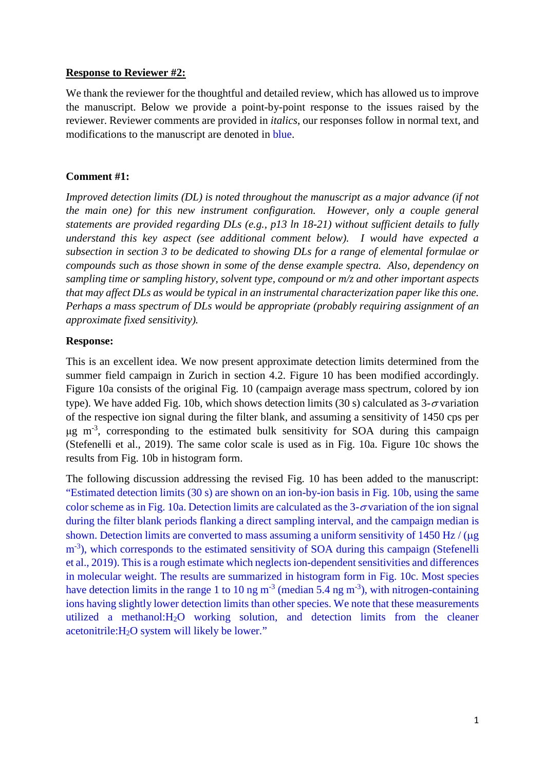**Response to Reviewer #2:**

We thank the reviewer for the thoughtful and detailed review, which has allowed us to improve the manuscript. Below we provide a point-by-point response to the issues raised by the reviewer. Reviewer comments are provided in *italics*, our responses follow in normal text, and modifications to the manuscript are denoted in blue.

**Comment #1:**

*Improved detection limits (DL) is noted throughout the manuscript as a major advance (if not the main one) for this new instrument configuration. However, only a couple general statements are provided regarding DLs (e.g., p13 ln 18-21) without sufficient details to fully understand this key aspect (see additional comment below). I would have expected a subsection in section 3 to be dedicated to showing DLs for a range of elemental formulae or compounds such as those shown in some of the dense example spectra. Also, dependency on sampling time or sampling history, solvent type, compound or m/z and other important aspects that may affect DLs as would be typical in an instrumental characterization paper like this one. Perhaps a mass spectrum of DLs would be appropriate (probably requiring assignment of an approximate fixed sensitivity).*

**Response:**

This is an excellent idea. We now present approximate detection limits determined from the summer field campaign in Zurich in section 4.2. Figure 10 has been modified accordingly. Figure 10a consists of the original Fig. 10 (campaign average mass spectrum, colored by ion type). We have added Fig. 10b, which shows detection limits (30 s) calculated as 3-$\sigma$ variation of the respective ion signal during the filter blank, and assuming a sensitivity of 1450 cps per μg $m^{-3}$, corresponding to the estimated bulk sensitivity for SOA during this campaign (Stefenelli et al., 2019). The same color scale is used as in Fig. 10a. Figure 10c shows the results from Fig. 10b in histogram form.

The following discussion addressing the revised Fig. 10 has been added to the manuscript: "Estimated detection limits (30 s) are shown on an ion-by-ion basis in Fig. 10b, using the same color scheme as in Fig. 10a. Detection limits are calculated as the 3-$\sigma$ variation of the ion signal during the filter blank periods flanking a direct sampling interval, and the campaign median is shown. Detection limits are converted to mass assuming a uniform sensitivity of 1450 Hz / (μg $m^{-3}$), which corresponds to the estimated sensitivity of SOA during this campaign (Stefenelli et al., 2019). This is a rough estimate which neglects ion-dependent sensitivities and differences in molecular weight. The results are summarized in histogram form in Fig. 10c. Most species have detection limits in the range 1 to 10 ng $m^{-3}$ (median 5.4 ng $m^{-3}$), with nitrogen-containing ions having slightly lower detection limits than other species. We note that these measurements utilized a methanol:$H_2O$ working solution, and detection limits from the cleaner acetonitrile:$H_2O$ system will likely be lower."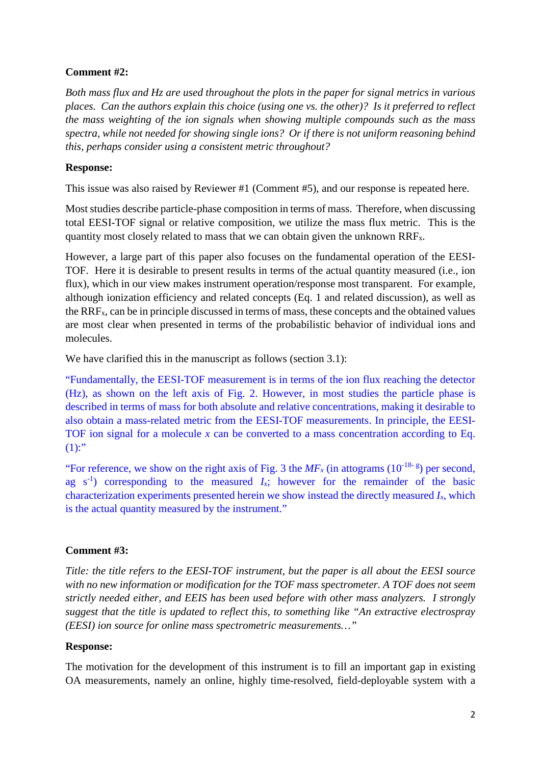**Comment #2:**

*Both mass flux and Hz are used throughout the plots in the paper for signal metrics in various places. Can the authors explain this choice (using one vs. the other)? Is it preferred to reflect the mass weighting of the ion signals when showing multiple compounds such as the mass spectra, while not needed for showing single ions? Or if there is not uniform reasoning behind this, perhaps consider using a consistent metric throughout?*

**Response:**

This issue was also raised by Reviewer #1 (Comment #5), and our response is repeated here.

Most studies describe particle-phase composition in terms of mass. Therefore, when discussing total EESI-TOF signal or relative composition, we utilize the mass flux metric. This is the quantity most closely related to mass that we can obtain given the unknown $RRF_x$.

However, a large part of this paper also focuses on the fundamental operation of the EESI-TOF. Here it is desirable to present results in terms of the actual quantity measured (i.e., ion flux), which in our view makes instrument operation/response most transparent. For example, although ionization efficiency and related concepts (Eq. 1 and related discussion), as well as the $RRF_x$, can be in principle discussed in terms of mass, these concepts and the obtained values are most clear when presented in terms of the probabilistic behavior of individual ions and molecules.

We have clarified this in the manuscript as follows (section 3.1):

"Fundamentally, the EESI-TOF measurement is in terms of the ion flux reaching the detector (Hz), as shown on the left axis of Fig. 2. However, in most studies the particle phase is described in terms of mass for both absolute and relative concentrations, making it desirable to also obtain a mass-related metric from the EESI-TOF measurements. In principle, the EESI-TOF ion signal for a molecule $x$ can be converted to a mass concentration according to Eq. (1):"

"For reference, we show on the right axis of Fig. 3 the $MF_x$ (in attograms ($10^{-18}$ g) per second, ag $s^{-1}$) corresponding to the measured $I_x$; however for the remainder of the basic characterization experiments presented herein we show instead the directly measured $I_x$, which is the actual quantity measured by the instrument."

**Comment #3:**

*Title: the title refers to the EESI-TOF instrument, but the paper is all about the EESI source with no new information or modification for the TOF mass spectrometer. A TOF does not seem strictly needed either, and EEIS has been used before with other mass analyzers. I strongly suggest that the title is updated to reflect this, to something like "An extractive electrospray (EESI) ion source for online mass spectrometric measurements…"*

**Response:**

The motivation for the development of this instrument is to fill an important gap in existing OA measurements, namely an online, highly time-resolved, field-deployable system with a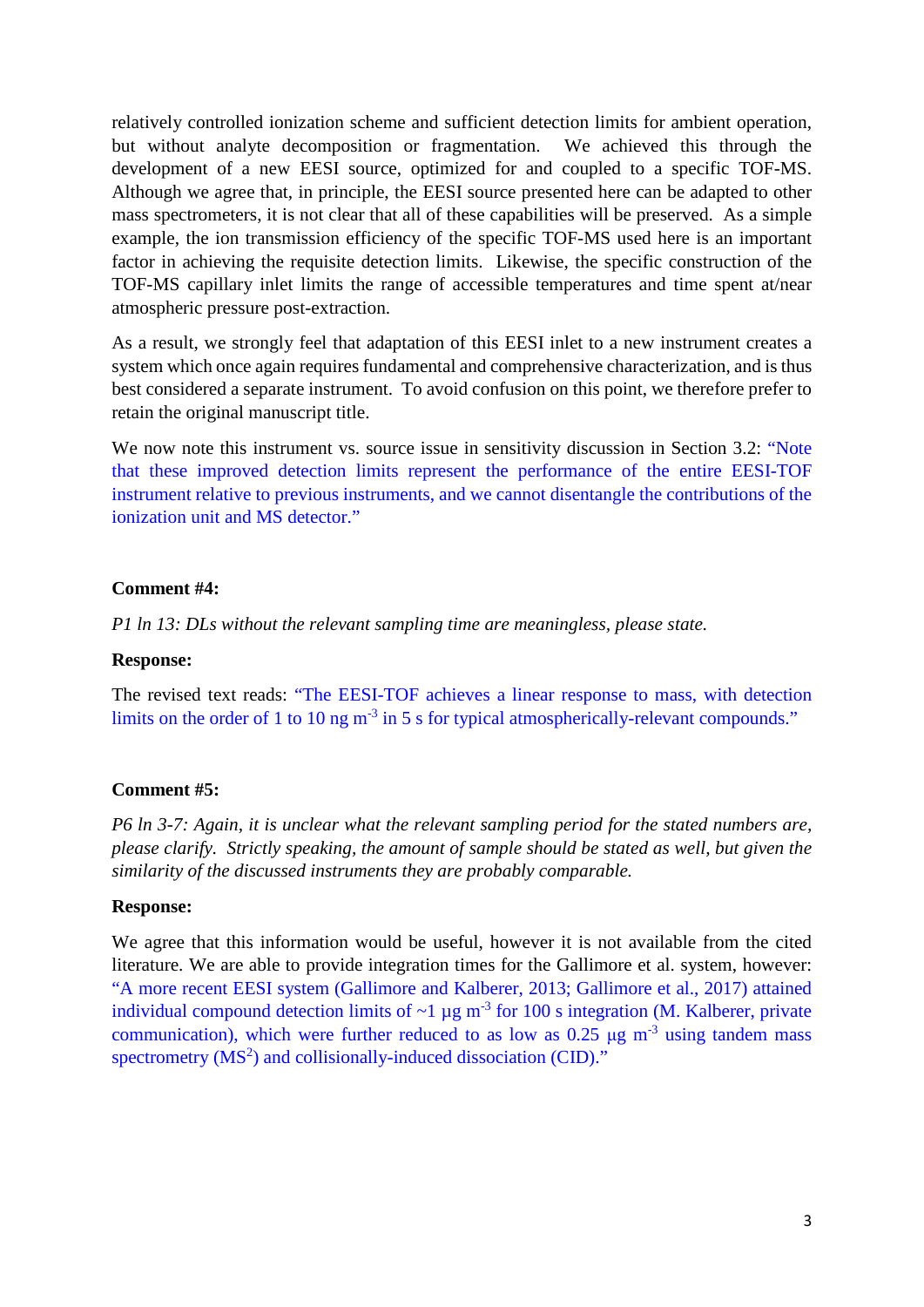relatively controlled ionization scheme and sufficient detection limits for ambient operation, but without analyte decomposition or fragmentation. We achieved this through the development of a new EESI source, optimized for and coupled to a specific TOF-MS. Although we agree that, in principle, the EESI source presented here can be adapted to other mass spectrometers, it is not clear that all of these capabilities will be preserved. As a simple example, the ion transmission efficiency of the specific TOF-MS used here is an important factor in achieving the requisite detection limits. Likewise, the specific construction of the TOF-MS capillary inlet limits the range of accessible temperatures and time spent at/near atmospheric pressure post-extraction.

As a result, we strongly feel that adaptation of this EESI inlet to a new instrument creates a system which once again requires fundamental and comprehensive characterization, and is thus best considered a separate instrument. To avoid confusion on this point, we therefore prefer to retain the original manuscript title.

We now note this instrument vs. source issue in sensitivity discussion in Section 3.2: "Note that these improved detection limits represent the performance of the entire EESI-TOF instrument relative to previous instruments, and we cannot disentangle the contributions of the ionization unit and MS detector."

**Comment #4:**

*P1 ln 13: DLs without the relevant sampling time are meaningless, please state.*

**Response:**

The revised text reads: "The EESI-TOF achieves a linear response to mass, with detection limits on the order of 1 to 10 ng $m^{-3}$ in 5 s for typical atmospherically-relevant compounds."

**Comment #5:**

*P6 ln 3-7: Again, it is unclear what the relevant sampling period for the stated numbers are, please clarify. Strictly speaking, the amount of sample should be stated as well, but given the similarity of the discussed instruments they are probably comparable.*

**Response:**

We agree that this information would be useful, however it is not available from the cited literature. We are able to provide integration times for the Gallimore et al. system, however: "A more recent EESI system (Gallimore and Kalberer, 2013; Gallimore et al., 2017) attained individual compound detection limits of ~1 µg $m^{-3}$ for 100 s integration (M. Kalberer, private communication), which were further reduced to as low as 0.25 µg $m^{-3}$ using tandem mass spectrometry ($MS^2$) and collisionally-induced dissociation (CID)."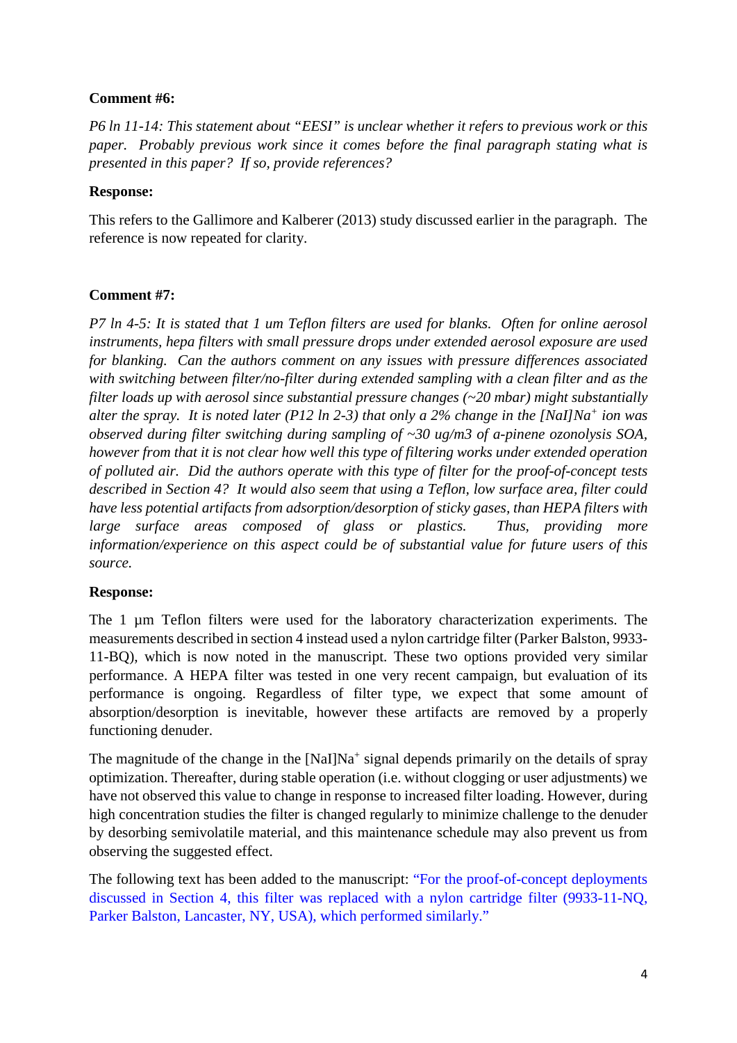**Comment #6:**

*P6 ln 11-14: This statement about "EESI" is unclear whether it refers to previous work or this paper. Probably previous work since it comes before the final paragraph stating what is presented in this paper? If so, provide references?*

**Response:**

This refers to the Gallimore and Kalberer (2013) study discussed earlier in the paragraph. The reference is now repeated for clarity.

**Comment #7:**

*P7 ln 4-5: It is stated that 1 um Teflon filters are used for blanks. Often for online aerosol instruments, hepa filters with small pressure drops under extended aerosol exposure are used for blanking. Can the authors comment on any issues with pressure differences associated with switching between filter/no-filter during extended sampling with a clean filter and as the filter loads up with aerosol since substantial pressure changes (~20 mbar) might substantially alter the spray. It is noted later (P12 ln 2-3) that only a 2% change in the [NaI]Na$^+$ ion was observed during filter switching during sampling of ~30 ug/m3 of a-pinene ozonolysis SOA, however from that it is not clear how well this type of filtering works under extended operation of polluted air. Did the authors operate with this type of filter for the proof-of-concept tests described in Section 4? It would also seem that using a Teflon, low surface area, filter could have less potential artifacts from adsorption/desorption of sticky gases, than HEPA filters with large surface areas composed of glass or plastics. Thus, providing more information/experience on this aspect could be of substantial value for future users of this source.*

**Response:**

The 1 µm Teflon filters were used for the laboratory characterization experiments. The measurements described in section 4 instead used a nylon cartridge filter (Parker Balston, 9933-11-BQ), which is now noted in the manuscript. These two options provided very similar performance. A HEPA filter was tested in one very recent campaign, but evaluation of its performance is ongoing. Regardless of filter type, we expect that some amount of absorption/desorption is inevitable, however these artifacts are removed by a properly functioning denuder.

The magnitude of the change in the [NaI]Na$^+$ signal depends primarily on the details of spray optimization. Thereafter, during stable operation (i.e. without clogging or user adjustments) we have not observed this value to change in response to increased filter loading. However, during high concentration studies the filter is changed regularly to minimize challenge to the denuder by desorbing semivolatile material, and this maintenance schedule may also prevent us from observing the suggested effect.

The following text has been added to the manuscript: "For the proof-of-concept deployments discussed in Section 4, this filter was replaced with a nylon cartridge filter (9933-11-NQ, Parker Balston, Lancaster, NY, USA), which performed similarly."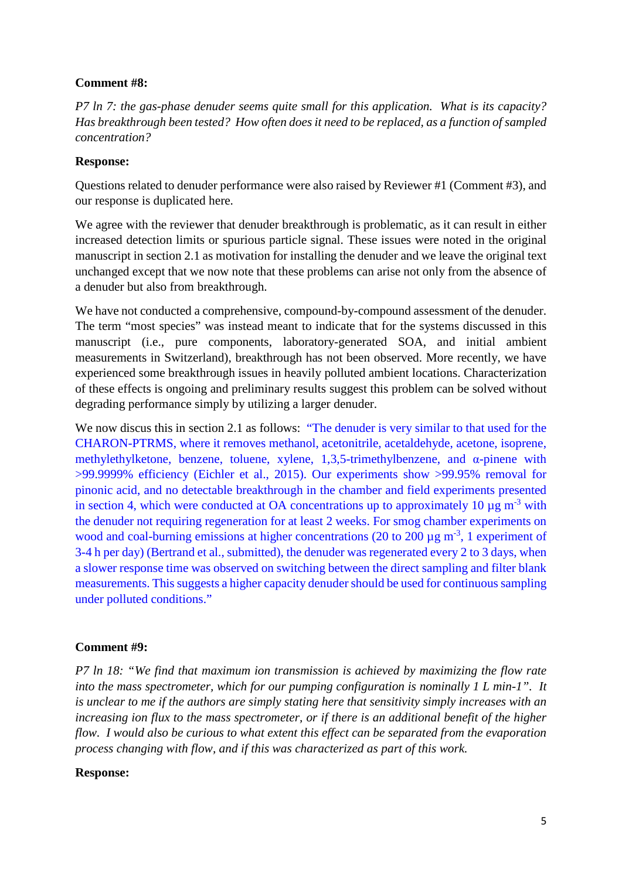**Comment #8:**

*P7 ln 7: the gas-phase denuder seems quite small for this application. What is its capacity? Has breakthrough been tested? How often does it need to be replaced, as a function of sampled concentration?*

**Response:**

Questions related to denuder performance were also raised by Reviewer #1 (Comment #3), and our response is duplicated here.

We agree with the reviewer that denuder breakthrough is problematic, as it can result in either increased detection limits or spurious particle signal. These issues were noted in the original manuscript in section 2.1 as motivation for installing the denuder and we leave the original text unchanged except that we now note that these problems can arise not only from the absence of a denuder but also from breakthrough.

We have not conducted a comprehensive, compound-by-compound assessment of the denuder. The term "most species" was instead meant to indicate that for the systems discussed in this manuscript (i.e., pure components, laboratory-generated SOA, and initial ambient measurements in Switzerland), breakthrough has not been observed. More recently, we have experienced some breakthrough issues in heavily polluted ambient locations. Characterization of these effects is ongoing and preliminary results suggest this problem can be solved without degrading performance simply by utilizing a larger denuder.

We now discus this in section 2.1 as follows: "The denuder is very similar to that used for the CHARON-PTRMS, where it removes methanol, acetonitrile, acetaldehyde, acetone, isoprene, methylethylketone, benzene, toluene, xylene, 1,3,5-trimethylbenzene, and α-pinene with >99.9999% efficiency (Eichler et al., 2015). Our experiments show >99.95% removal for pinonic acid, and no detectable breakthrough in the chamber and field experiments presented in section 4, which were conducted at OA concentrations up to approximately 10 µg m$^{-3}$ with the denuder not requiring regeneration for at least 2 weeks. For smog chamber experiments on wood and coal-burning emissions at higher concentrations (20 to 200 µg m$^{-3}$, 1 experiment of 3-4 h per day) (Bertrand et al., submitted), the denuder was regenerated every 2 to 3 days, when a slower response time was observed on switching between the direct sampling and filter blank measurements. This suggests a higher capacity denuder should be used for continuous sampling under polluted conditions."

**Comment #9:**

*P7 ln 18: "We find that maximum ion transmission is achieved by maximizing the flow rate into the mass spectrometer, which for our pumping configuration is nominally 1 L min-1". It is unclear to me if the authors are simply stating here that sensitivity simply increases with an increasing ion flux to the mass spectrometer, or if there is an additional benefit of the higher flow. I would also be curious to what extent this effect can be separated from the evaporation process changing with flow, and if this was characterized as part of this work.*

**Response:**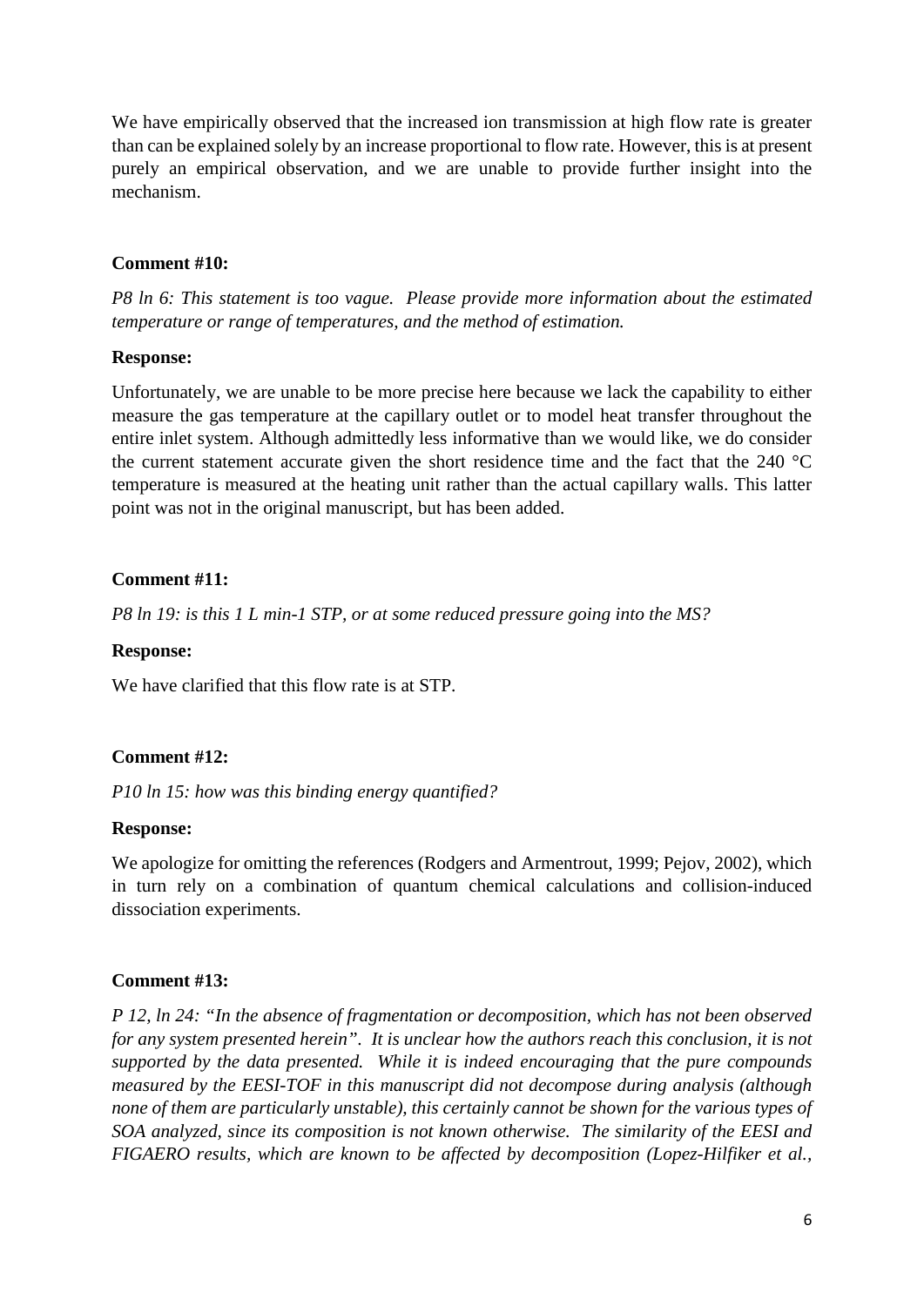We have empirically observed that the increased ion transmission at high flow rate is greater than can be explained solely by an increase proportional to flow rate. However, this is at present purely an empirical observation, and we are unable to provide further insight into the mechanism.

**Comment #10:**

*P8 ln 6: This statement is too vague. Please provide more information about the estimated temperature or range of temperatures, and the method of estimation.*

**Response:**

Unfortunately, we are unable to be more precise here because we lack the capability to either measure the gas temperature at the capillary outlet or to model heat transfer throughout the entire inlet system. Although admittedly less informative than we would like, we do consider the current statement accurate given the short residence time and the fact that the 240 °C temperature is measured at the heating unit rather than the actual capillary walls. This latter point was not in the original manuscript, but has been added.

**Comment #11:**

*P8 ln 19: is this 1 L min-1 STP, or at some reduced pressure going into the MS?*

**Response:**

We have clarified that this flow rate is at STP.

**Comment #12:**

*P10 ln 15: how was this binding energy quantified?*

**Response:**

We apologize for omitting the references (Rodgers and Armentrout, 1999; Pejov, 2002), which in turn rely on a combination of quantum chemical calculations and collision-induced dissociation experiments.

**Comment #13:**

*P 12, ln 24: "In the absence of fragmentation or decomposition, which has not been observed for any system presented herein". It is unclear how the authors reach this conclusion, it is not supported by the data presented. While it is indeed encouraging that the pure compounds measured by the EESI-TOF in this manuscript did not decompose during analysis (although none of them are particularly unstable), this certainly cannot be shown for the various types of SOA analyzed, since its composition is not known otherwise. The similarity of the EESI and FIGAERO results, which are known to be affected by decomposition (Lopez-Hilfiker et al.,*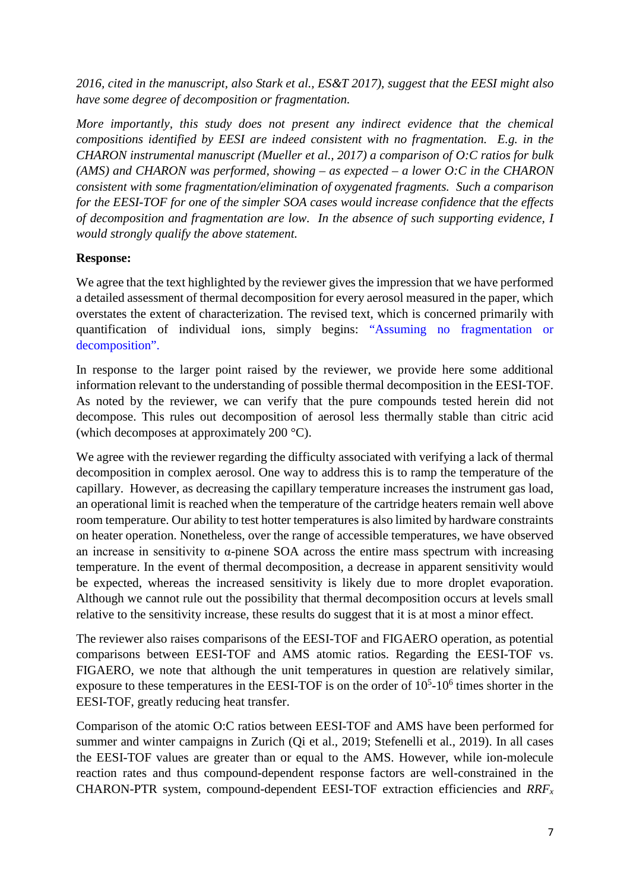*2016, cited in the manuscript, also Stark et al., ES&T 2017), suggest that the EESI might also have some degree of decomposition or fragmentation.*

*More importantly, this study does not present any indirect evidence that the chemical compositions identified by EESI are indeed consistent with no fragmentation. E.g. in the CHARON instrumental manuscript (Mueller et al., 2017) a comparison of O:C ratios for bulk (AMS) and CHARON was performed, showing – as expected – a lower O:C in the CHARON consistent with some fragmentation/elimination of oxygenated fragments. Such a comparison for the EESI-TOF for one of the simpler SOA cases would increase confidence that the effects of decomposition and fragmentation are low. In the absence of such supporting evidence, I would strongly qualify the above statement.*

**Response:**

We agree that the text highlighted by the reviewer gives the impression that we have performed a detailed assessment of thermal decomposition for every aerosol measured in the paper, which overstates the extent of characterization. The revised text, which is concerned primarily with quantification of individual ions, simply begins: "Assuming no fragmentation or decomposition".

In response to the larger point raised by the reviewer, we provide here some additional information relevant to the understanding of possible thermal decomposition in the EESI-TOF. As noted by the reviewer, we can verify that the pure compounds tested herein did not decompose. This rules out decomposition of aerosol less thermally stable than citric acid (which decomposes at approximately 200 °C).

We agree with the reviewer regarding the difficulty associated with verifying a lack of thermal decomposition in complex aerosol. One way to address this is to ramp the temperature of the capillary. However, as decreasing the capillary temperature increases the instrument gas load, an operational limit is reached when the temperature of the cartridge heaters remain well above room temperature. Our ability to test hotter temperatures is also limited by hardware constraints on heater operation. Nonetheless, over the range of accessible temperatures, we have observed an increase in sensitivity to α-pinene SOA across the entire mass spectrum with increasing temperature. In the event of thermal decomposition, a decrease in apparent sensitivity would be expected, whereas the increased sensitivity is likely due to more droplet evaporation. Although we cannot rule out the possibility that thermal decomposition occurs at levels small relative to the sensitivity increase, these results do suggest that it is at most a minor effect.

The reviewer also raises comparisons of the EESI-TOF and FIGAERO operation, as potential comparisons between EESI-TOF and AMS atomic ratios. Regarding the EESI-TOF vs. FIGAERO, we note that although the unit temperatures in question are relatively similar, exposure to these temperatures in the EESI-TOF is on the order of $10^5$-$10^6$ times shorter in the EESI-TOF, greatly reducing heat transfer.

Comparison of the atomic O:C ratios between EESI-TOF and AMS have been performed for summer and winter campaigns in Zurich (Qi et al., 2019; Stefenelli et al., 2019). In all cases the EESI-TOF values are greater than or equal to the AMS. However, while ion-molecule reaction rates and thus compound-dependent response factors are well-constrained in the CHARON-PTR system, compound-dependent EESI-TOF extraction efficiencies and $RRF_x$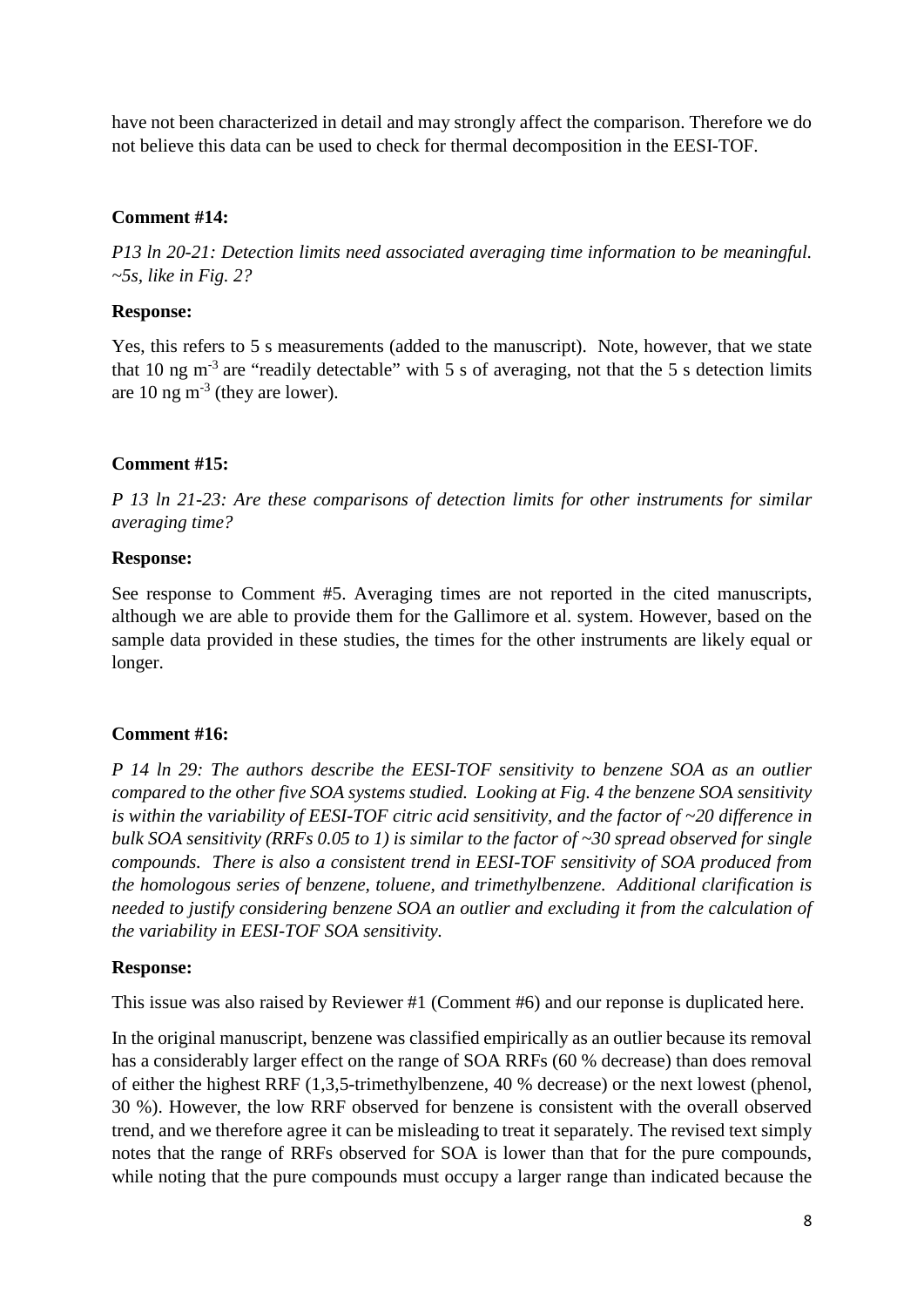have not been characterized in detail and may strongly affect the comparison. Therefore we do not believe this data can be used to check for thermal decomposition in the EESI-TOF.

**Comment #14:**

*P13 ln 20-21: Detection limits need associated averaging time information to be meaningful. ~5s, like in Fig. 2?*

**Response:**

Yes, this refers to 5 s measurements (added to the manuscript). Note, however, that we state that 10 ng $m^{-3}$ are "readily detectable" with 5 s of averaging, not that the 5 s detection limits are 10 ng $m^{-3}$ (they are lower).

**Comment #15:**

*P 13 ln 21-23: Are these comparisons of detection limits for other instruments for similar averaging time?*

**Response:**

See response to Comment #5. Averaging times are not reported in the cited manuscripts, although we are able to provide them for the Gallimore et al. system. However, based on the sample data provided in these studies, the times for the other instruments are likely equal or longer.

**Comment #16:**

*P 14 ln 29: The authors describe the EESI-TOF sensitivity to benzene SOA as an outlier compared to the other five SOA systems studied. Looking at Fig. 4 the benzene SOA sensitivity is within the variability of EESI-TOF citric acid sensitivity, and the factor of ~20 difference in bulk SOA sensitivity (RRFs 0.05 to 1) is similar to the factor of ~30 spread observed for single compounds. There is also a consistent trend in EESI-TOF sensitivity of SOA produced from the homologous series of benzene, toluene, and trimethylbenzene. Additional clarification is needed to justify considering benzene SOA an outlier and excluding it from the calculation of the variability in EESI-TOF SOA sensitivity.*

**Response:**

This issue was also raised by Reviewer #1 (Comment #6) and our reponse is duplicated here.

In the original manuscript, benzene was classified empirically as an outlier because its removal has a considerably larger effect on the range of SOA RRFs (60 % decrease) than does removal of either the highest RRF (1,3,5-trimethylbenzene, 40 % decrease) or the next lowest (phenol, 30 %). However, the low RRF observed for benzene is consistent with the overall observed trend, and we therefore agree it can be misleading to treat it separately. The revised text simply notes that the range of RRFs observed for SOA is lower than that for the pure compounds, while noting that the pure compounds must occupy a larger range than indicated because the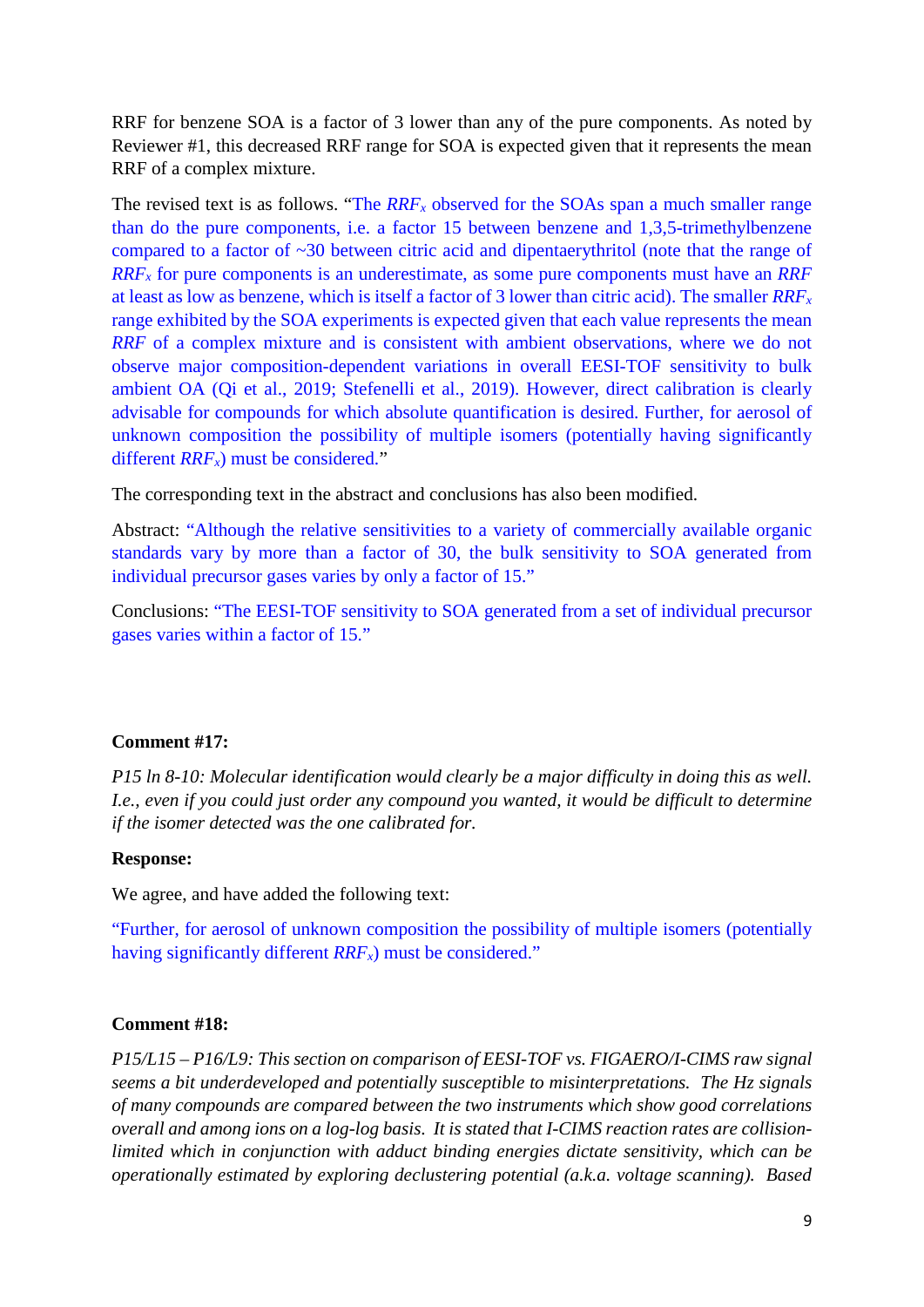RRF for benzene SOA is a factor of 3 lower than any of the pure components. As noted by Reviewer #1, this decreased RRF range for SOA is expected given that it represents the mean RRF of a complex mixture.

The revised text is as follows. "The $RRF_x$ observed for the SOAs span a much smaller range than do the pure components, i.e. a factor 15 between benzene and 1,3,5-trimethylbenzene compared to a factor of ~30 between citric acid and dipentaerythritol (note that the range of $RRF_x$ for pure components is an underestimate, as some pure components must have an *RRF* at least as low as benzene, which is itself a factor of 3 lower than citric acid). The smaller $RRF_x$ range exhibited by the SOA experiments is expected given that each value represents the mean *RRF* of a complex mixture and is consistent with ambient observations, where we do not observe major composition-dependent variations in overall EESI-TOF sensitivity to bulk ambient OA (Qi et al., 2019; Stefenelli et al., 2019). However, direct calibration is clearly advisable for compounds for which absolute quantification is desired. Further, for aerosol of unknown composition the possibility of multiple isomers (potentially having significantly different $RRF_x$) must be considered."

The corresponding text in the abstract and conclusions has also been modified.

Abstract: "Although the relative sensitivities to a variety of commercially available organic standards vary by more than a factor of 30, the bulk sensitivity to SOA generated from individual precursor gases varies by only a factor of 15."

Conclusions: "The EESI-TOF sensitivity to SOA generated from a set of individual precursor gases varies within a factor of 15."

**Comment #17:**

*P15 ln 8-10: Molecular identification would clearly be a major difficulty in doing this as well. I.e., even if you could just order any compound you wanted, it would be difficult to determine if the isomer detected was the one calibrated for.*

**Response:**

We agree, and have added the following text:

"Further, for aerosol of unknown composition the possibility of multiple isomers (potentially having significantly different $RRF_x$) must be considered."

**Comment #18:**

*P15/L15 – P16/L9: This section on comparison of EESI-TOF vs. FIGAERO/I-CIMS raw signal seems a bit underdeveloped and potentially susceptible to misinterpretations. The Hz signals of many compounds are compared between the two instruments which show good correlations overall and among ions on a log-log basis. It is stated that I-CIMS reaction rates are collision-limited which in conjunction with adduct binding energies dictate sensitivity, which can be operationally estimated by exploring declustering potential (a.k.a. voltage scanning). Based*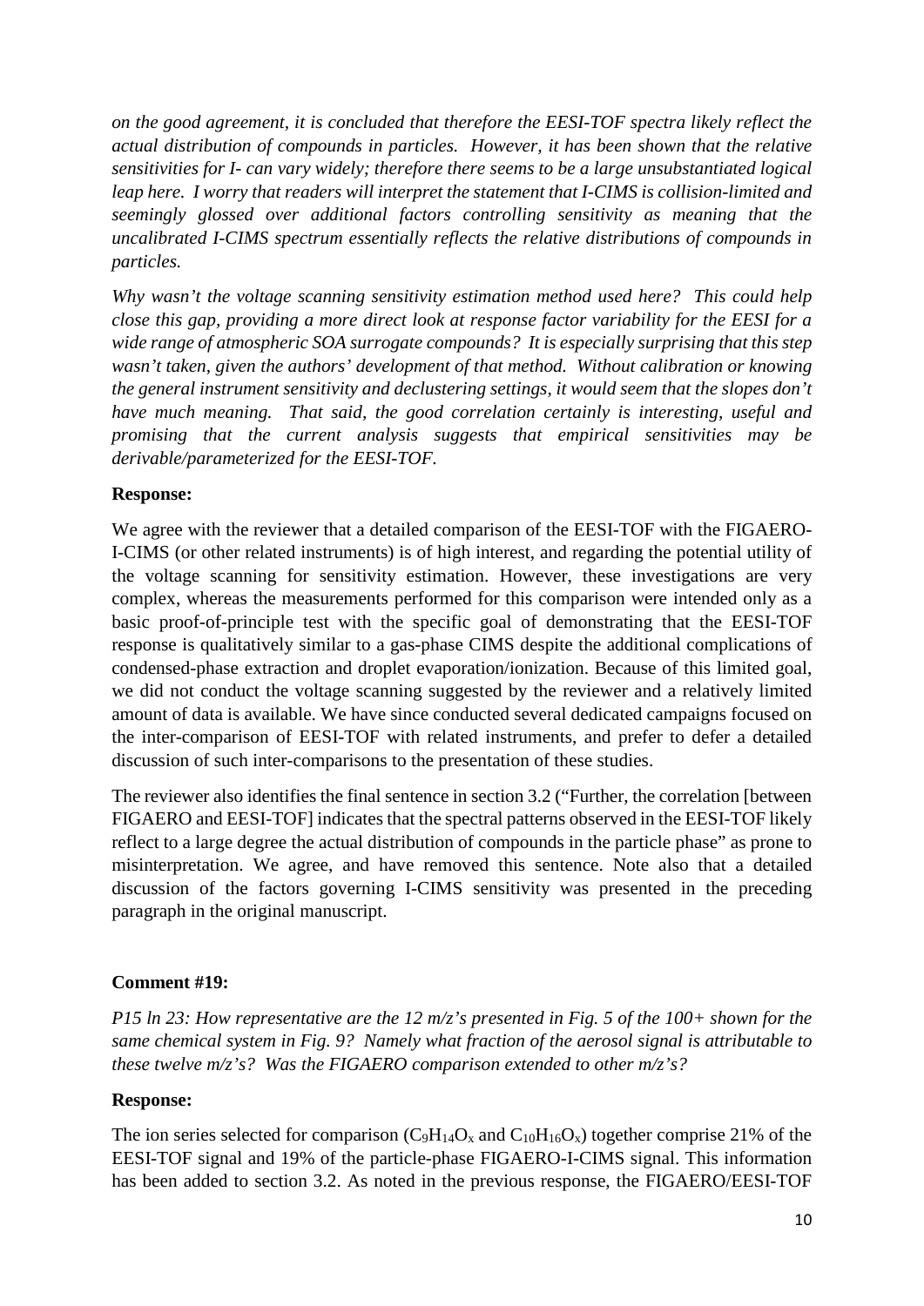*on the good agreement, it is concluded that therefore the EESI-TOF spectra likely reflect the actual distribution of compounds in particles. However, it has been shown that the relative sensitivities for I- can vary widely; therefore there seems to be a large unsubstantiated logical leap here. I worry that readers will interpret the statement that I-CIMS is collision-limited and seemingly glossed over additional factors controlling sensitivity as meaning that the uncalibrated I-CIMS spectrum essentially reflects the relative distributions of compounds in particles.*

*Why wasn't the voltage scanning sensitivity estimation method used here? This could help close this gap, providing a more direct look at response factor variability for the EESI for a wide range of atmospheric SOA surrogate compounds? It is especially surprising that this step wasn't taken, given the authors' development of that method. Without calibration or knowing the general instrument sensitivity and declustering settings, it would seem that the slopes don't have much meaning. That said, the good correlation certainly is interesting, useful and promising that the current analysis suggests that empirical sensitivities may be derivable/parameterized for the EESI-TOF.*

**Response:**

We agree with the reviewer that a detailed comparison of the EESI-TOF with the FIGAERO-I-CIMS (or other related instruments) is of high interest, and regarding the potential utility of the voltage scanning for sensitivity estimation. However, these investigations are very complex, whereas the measurements performed for this comparison were intended only as a basic proof-of-principle test with the specific goal of demonstrating that the EESI-TOF response is qualitatively similar to a gas-phase CIMS despite the additional complications of condensed-phase extraction and droplet evaporation/ionization. Because of this limited goal, we did not conduct the voltage scanning suggested by the reviewer and a relatively limited amount of data is available. We have since conducted several dedicated campaigns focused on the inter-comparison of EESI-TOF with related instruments, and prefer to defer a detailed discussion of such inter-comparisons to the presentation of these studies.

The reviewer also identifies the final sentence in section 3.2 ("Further, the correlation [between FIGAERO and EESI-TOF] indicates that the spectral patterns observed in the EESI-TOF likely reflect to a large degree the actual distribution of compounds in the particle phase" as prone to misinterpretation. We agree, and have removed this sentence. Note also that a detailed discussion of the factors governing I-CIMS sensitivity was presented in the preceding paragraph in the original manuscript.

**Comment #19:**

*P15 ln 23: How representative are the 12 m/z's presented in Fig. 5 of the 100+ shown for the same chemical system in Fig. 9? Namely what fraction of the aerosol signal is attributable to these twelve m/z's? Was the FIGAERO comparison extended to other m/z's?*

**Response:**

The ion series selected for comparison ($C_9H_{14}O_x$ and $C_{10}H_{16}O_x$) together comprise 21% of the EESI-TOF signal and 19% of the particle-phase FIGAERO-I-CIMS signal. This information has been added to section 3.2. As noted in the previous response, the FIGAERO/EESI-TOF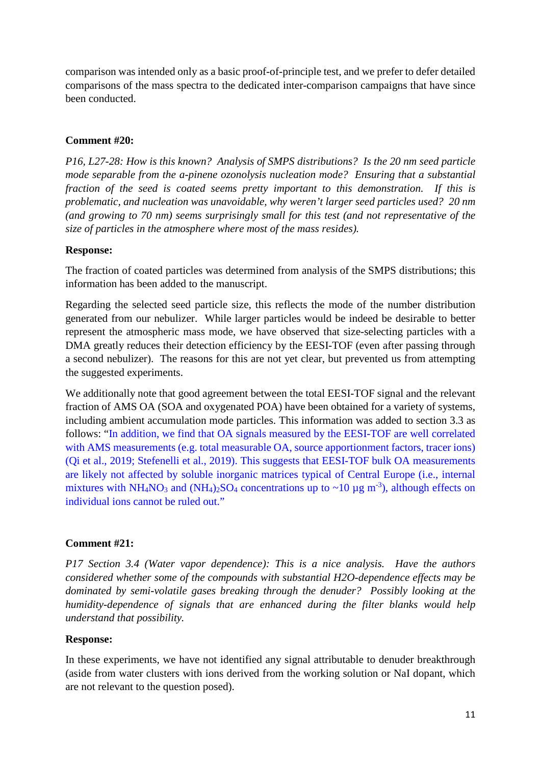comparison was intended only as a basic proof-of-principle test, and we prefer to defer detailed comparisons of the mass spectra to the dedicated inter-comparison campaigns that have since been conducted.

**Comment #20:**

*P16, L27-28: How is this known? Analysis of SMPS distributions? Is the 20 nm seed particle mode separable from the a-pinene ozonolysis nucleation mode? Ensuring that a substantial fraction of the seed is coated seems pretty important to this demonstration. If this is problematic, and nucleation was unavoidable, why weren't larger seed particles used? 20 nm (and growing to 70 nm) seems surprisingly small for this test (and not representative of the size of particles in the atmosphere where most of the mass resides).*

**Response:**

The fraction of coated particles was determined from analysis of the SMPS distributions; this information has been added to the manuscript.

Regarding the selected seed particle size, this reflects the mode of the number distribution generated from our nebulizer. While larger particles would be indeed be desirable to better represent the atmospheric mass mode, we have observed that size-selecting particles with a DMA greatly reduces their detection efficiency by the EESI-TOF (even after passing through a second nebulizer). The reasons for this are not yet clear, but prevented us from attempting the suggested experiments.

We additionally note that good agreement between the total EESI-TOF signal and the relevant fraction of AMS OA (SOA and oxygenated POA) have been obtained for a variety of systems, including ambient accumulation mode particles. This information was added to section 3.3 as follows: "In addition, we find that OA signals measured by the EESI-TOF are well correlated with AMS measurements (e.g. total measurable OA, source apportionment factors, tracer ions) (Qi et al., 2019; Stefenelli et al., 2019). This suggests that EESI-TOF bulk OA measurements are likely not affected by soluble inorganic matrices typical of Central Europe (i.e., internal mixtures with $NH_4NO_3$ and $(NH_4)_2SO_4$ concentrations up to ~10 µg $m^{-3}$), although effects on individual ions cannot be ruled out."

**Comment #21:**

*P17 Section 3.4 (Water vapor dependence): This is a nice analysis. Have the authors considered whether some of the compounds with substantial H2O-dependence effects may be dominated by semi-volatile gases breaking through the denuder? Possibly looking at the humidity-dependence of signals that are enhanced during the filter blanks would help understand that possibility.*

**Response:**

In these experiments, we have not identified any signal attributable to denuder breakthrough (aside from water clusters with ions derived from the working solution or NaI dopant, which are not relevant to the question posed).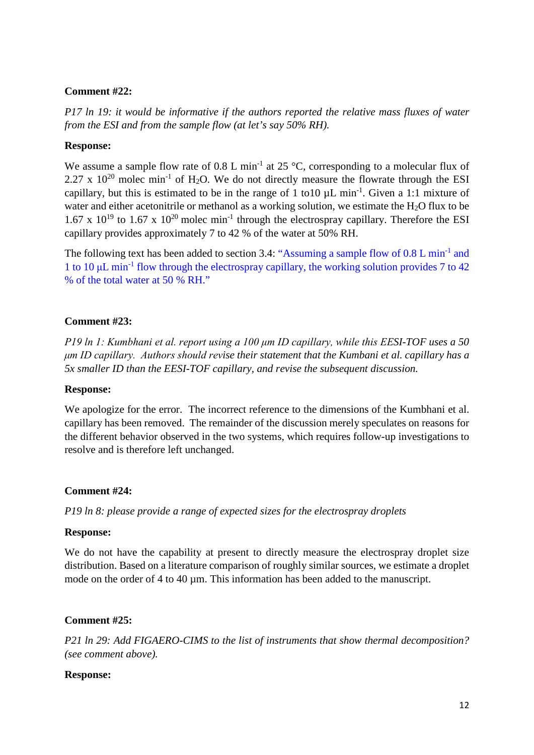**Comment #22:**

*P17 ln 19: it would be informative if the authors reported the relative mass fluxes of water from the ESI and from the sample flow (at let's say 50% RH).*

**Response:**

We assume a sample flow rate of 0.8 L $min^{-1}$ at 25 °C, corresponding to a molecular flux of 2.27 x $10^{20}$ molec $min^{-1}$ of $H_2O$. We do not directly measure the flowrate through the ESI capillary, but this is estimated to be in the range of 1 to10 µL $min^{-1}$. Given a 1:1 mixture of water and either acetonitrile or methanol as a working solution, we estimate the $H_2O$ flux to be 1.67 x $10^{19}$ to 1.67 x $10^{20}$ molec $min^{-1}$ through the electrospray capillary. Therefore the ESI capillary provides approximately 7 to 42 % of the water at 50% RH.

The following text has been added to section 3.4: "Assuming a sample flow of 0.8 L $min^{-1}$ and 1 to 10 µL $min^{-1}$ flow through the electrospray capillary, the working solution provides 7 to 42 % of the total water at 50 % RH."

**Comment #23:**

*P19 ln 1: Kumbhani et al. report using a 100 µm ID capillary, while this EESI-TOF uses a 50 µm ID capillary. Authors should revise their statement that the Kumbani et al. capillary has a 5x smaller ID than the EESI-TOF capillary, and revise the subsequent discussion.*

**Response:**

We apologize for the error. The incorrect reference to the dimensions of the Kumbhani et al. capillary has been removed. The remainder of the discussion merely speculates on reasons for the different behavior observed in the two systems, which requires follow-up investigations to resolve and is therefore left unchanged.

**Comment #24:**

*P19 ln 8: please provide a range of expected sizes for the electrospray droplets*

**Response:**

We do not have the capability at present to directly measure the electrospray droplet size distribution. Based on a literature comparison of roughly similar sources, we estimate a droplet mode on the order of 4 to 40 µm. This information has been added to the manuscript.

**Comment #25:**

*P21 ln 29: Add FIGAERO-CIMS to the list of instruments that show thermal decomposition? (see comment above).*

**Response:**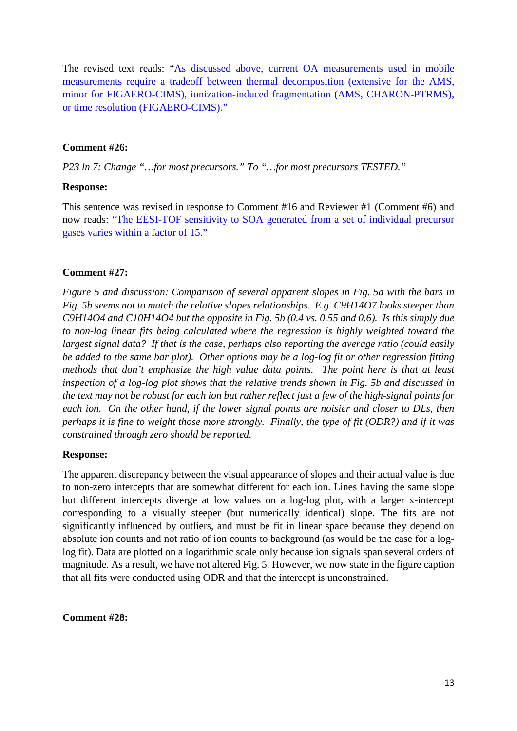The revised text reads: "As discussed above, current OA measurements used in mobile measurements require a tradeoff between thermal decomposition (extensive for the AMS, minor for FIGAERO-CIMS), ionization-induced fragmentation (AMS, CHARON-PTRMS), or time resolution (FIGAERO-CIMS)."

**Comment #26:**

*P23 ln 7: Change "…for most precursors." To "…for most precursors TESTED."*

**Response:**

This sentence was revised in response to Comment #16 and Reviewer #1 (Comment #6) and now reads: "The EESI-TOF sensitivity to SOA generated from a set of individual precursor gases varies within a factor of 15."

**Comment #27:**

*Figure 5 and discussion: Comparison of several apparent slopes in Fig. 5a with the bars in Fig. 5b seems not to match the relative slopes relationships. E.g. $C_9H_{14}O_7$ looks steeper than $C_9H_{14}O_4$ and $C_{10}H_{14}O_4$ but the opposite in Fig. 5b (0.4 vs. 0.55 and 0.6). Is this simply due to non-log linear fits being calculated where the regression is highly weighted toward the largest signal data? If that is the case, perhaps also reporting the average ratio (could easily be added to the same bar plot). Other options may be a log-log fit or other regression fitting methods that don't emphasize the high value data points. The point here is that at least inspection of a log-log plot shows that the relative trends shown in Fig. 5b and discussed in the text may not be robust for each ion but rather reflect just a few of the high-signal points for each ion. On the other hand, if the lower signal points are noisier and closer to DLs, then perhaps it is fine to weight those more strongly. Finally, the type of fit (ODR?) and if it was constrained through zero should be reported.*

**Response:**

The apparent discrepancy between the visual appearance of slopes and their actual value is due to non-zero intercepts that are somewhat different for each ion. Lines having the same slope but different intercepts diverge at low values on a log-log plot, with a larger x-intercept corresponding to a visually steeper (but numerically identical) slope. The fits are not significantly influenced by outliers, and must be fit in linear space because they depend on absolute ion counts and not ratio of ion counts to background (as would be the case for a log-log fit). Data are plotted on a logarithmic scale only because ion signals span several orders of magnitude. As a result, we have not altered Fig. 5. However, we now state in the figure caption that all fits were conducted using ODR and that the intercept is unconstrained.

**Comment #28:**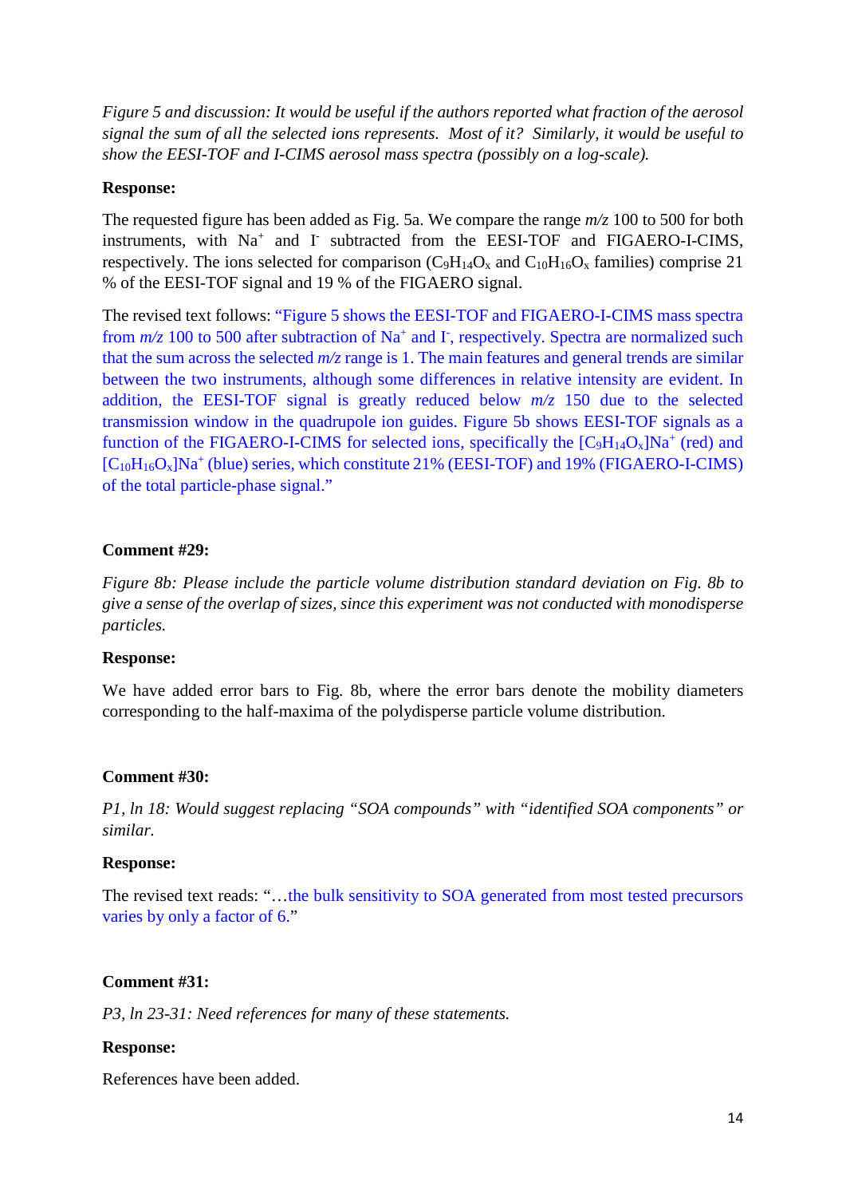*Figure 5 and discussion: It would be useful if the authors reported what fraction of the aerosol signal the sum of all the selected ions represents. Most of it? Similarly, it would be useful to show the EESI-TOF and I-CIMS aerosol mass spectra (possibly on a log-scale).*

**Response:**

The requested figure has been added as Fig. 5a. We compare the range *m/z* 100 to 500 for both instruments, with $Na^+$ and $I^-$ subtracted from the EESI-TOF and FIGAERO-I-CIMS, respectively. The ions selected for comparison ($C_9H_{14}O_x$ and $C_{10}H_{16}O_x$ families) comprise 21 % of the EESI-TOF signal and 19 % of the FIGAERO signal.

The revised text follows: "Figure 5 shows the EESI-TOF and FIGAERO-I-CIMS mass spectra from *m/z* 100 to 500 after subtraction of $Na^+$ and $I^-$, respectively. Spectra are normalized such that the sum across the selected *m/z* range is 1. The main features and general trends are similar between the two instruments, although some differences in relative intensity are evident. In addition, the EESI-TOF signal is greatly reduced below *m/z* 150 due to the selected transmission window in the quadrupole ion guides. Figure 5b shows EESI-TOF signals as a function of the FIGAERO-I-CIMS for selected ions, specifically the $[C_9H_{14}O_x]Na^+$ (red) and $[C_{10}H_{16}O_x]Na^+$ (blue) series, which constitute 21% (EESI-TOF) and 19% (FIGAERO-I-CIMS) of the total particle-phase signal."

**Comment #29:**

*Figure 8b: Please include the particle volume distribution standard deviation on Fig. 8b to give a sense of the overlap of sizes, since this experiment was not conducted with monodisperse particles.*

**Response:**

We have added error bars to Fig. 8b, where the error bars denote the mobility diameters corresponding to the half-maxima of the polydisperse particle volume distribution.

**Comment #30:**

*P1, ln 18: Would suggest replacing "SOA compounds" with "identified SOA components" or similar.*

**Response:**

The revised text reads: "…the bulk sensitivity to SOA generated from most tested precursors varies by only a factor of 6."

**Comment #31:**

*P3, ln 23-31: Need references for many of these statements.*

**Response:**

References have been added.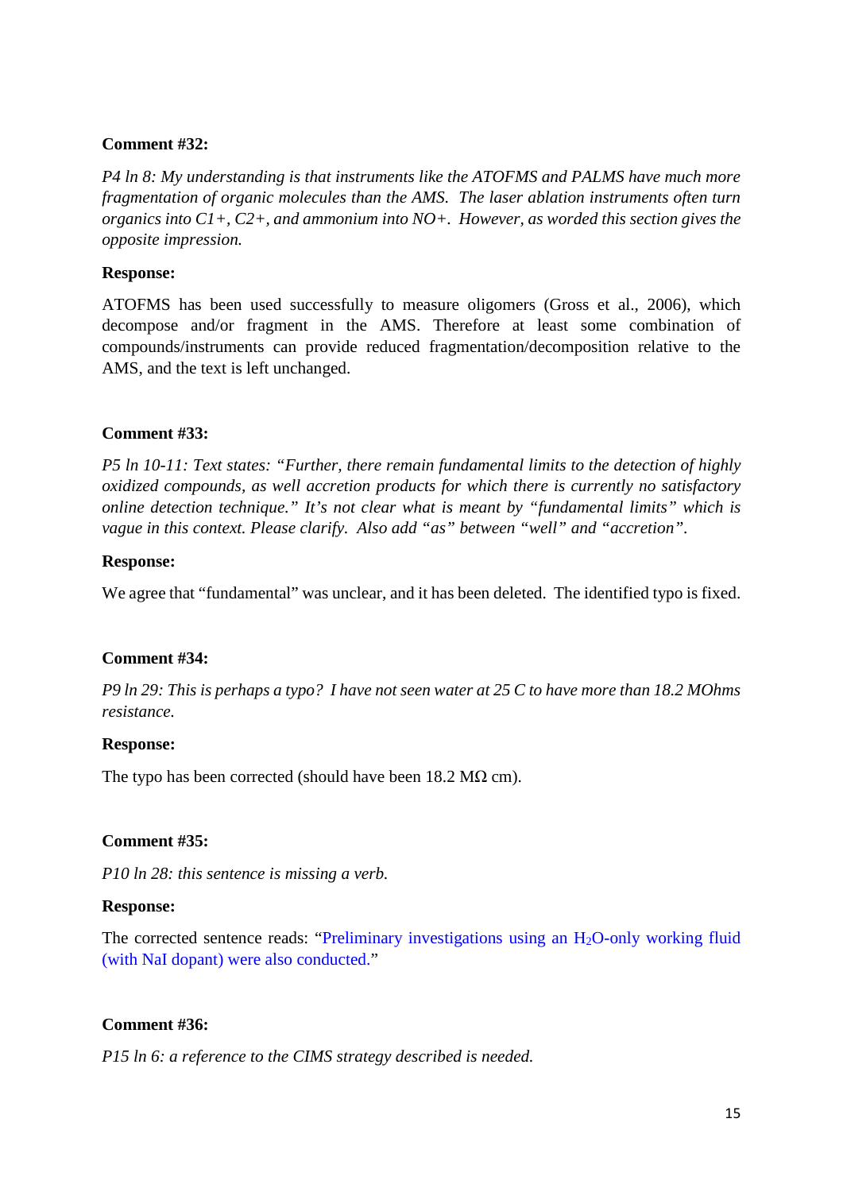**Comment #32:**

*P4 ln 8: My understanding is that instruments like the ATOFMS and PALMS have much more fragmentation of organic molecules than the AMS. The laser ablation instruments often turn organics into C1+, C2+, and ammonium into NO+. However, as worded this section gives the opposite impression.*

**Response:**

ATOFMS has been used successfully to measure oligomers (Gross et al., 2006), which decompose and/or fragment in the AMS. Therefore at least some combination of compounds/instruments can provide reduced fragmentation/decomposition relative to the AMS, and the text is left unchanged.

**Comment #33:**

*P5 ln 10-11: Text states: "Further, there remain fundamental limits to the detection of highly oxidized compounds, as well accretion products for which there is currently no satisfactory online detection technique." It's not clear what is meant by "fundamental limits" which is vague in this context. Please clarify. Also add "as" between "well" and "accretion".*

**Response:**

We agree that "fundamental" was unclear, and it has been deleted. The identified typo is fixed.

**Comment #34:**

*P9 ln 29: This is perhaps a typo? I have not seen water at 25 C to have more than 18.2 MOhms resistance.*

**Response:**

The typo has been corrected (should have been 18.2 MΩ cm).

**Comment #35:**

*P10 ln 28: this sentence is missing a verb.*

**Response:**

The corrected sentence reads: "Preliminary investigations using an $H_2O$-only working fluid (with NaI dopant) were also conducted."

**Comment #36:**

*P15 ln 6: a reference to the CIMS strategy described is needed.*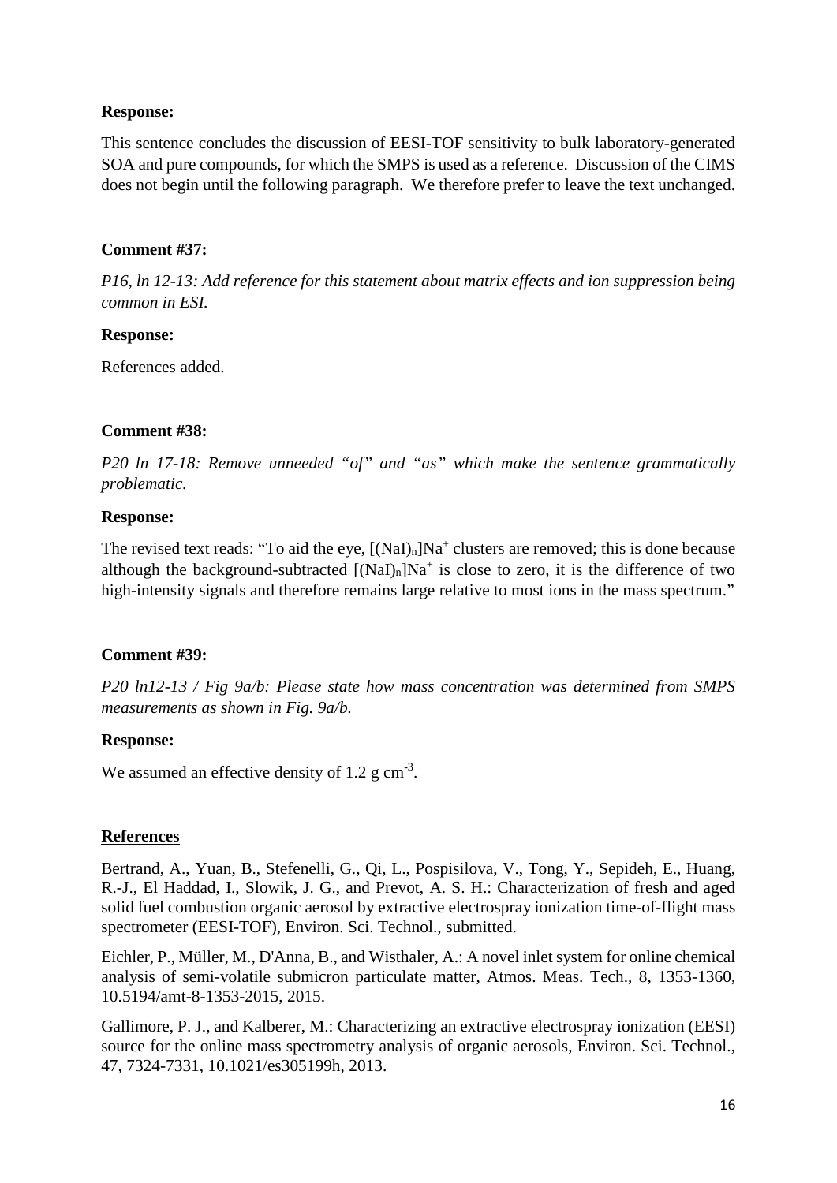**Response:**

This sentence concludes the discussion of EESI-TOF sensitivity to bulk laboratory-generated SOA and pure compounds, for which the SMPS is used as a reference. Discussion of the CIMS does not begin until the following paragraph. We therefore prefer to leave the text unchanged.

**Comment #37:**

*P16, ln 12-13: Add reference for this statement about matrix effects and ion suppression being common in ESI.*

**Response:**

References added.

**Comment #38:**

*P20 ln 17-18: Remove unneeded "of" and "as" which make the sentence grammatically problematic.*

**Response:**

The revised text reads: "To aid the eye, $[(NaI)_n]Na^+$ clusters are removed; this is done because although the background-subtracted $[(NaI)_n]Na^+$ is close to zero, it is the difference of two high-intensity signals and therefore remains large relative to most ions in the mass spectrum."

**Comment #39:**

*P20 ln12-13 / Fig 9a/b: Please state how mass concentration was determined from SMPS measurements as shown in Fig. 9a/b.*

**Response:**

We assumed an effective density of 1.2 g $cm^{-3}$.

## References

Bertrand, A., Yuan, B., Stefenelli, G., Qi, L., Pospisilova, V., Tong, Y., Sepideh, E., Huang, R.-J., El Haddad, I., Slowik, J. G., and Prevot, A. S. H.: Characterization of fresh and aged solid fuel combustion organic aerosol by extractive electrospray ionization time-of-flight mass spectrometer (EESI-TOF), Environ. Sci. Technol., submitted.

Eichler, P., Müller, M., D'Anna, B., and Wisthaler, A.: A novel inlet system for online chemical analysis of semi-volatile submicron particulate matter, Atmos. Meas. Tech., 8, 1353-1360, 10.5194/amt-8-1353-2015, 2015.

Gallimore, P. J., and Kalberer, M.: Characterizing an extractive electrospray ionization (EESI) source for the online mass spectrometry analysis of organic aerosols, Environ. Sci. Technol., 47, 7324-7331, 10.1021/es305199h, 2013.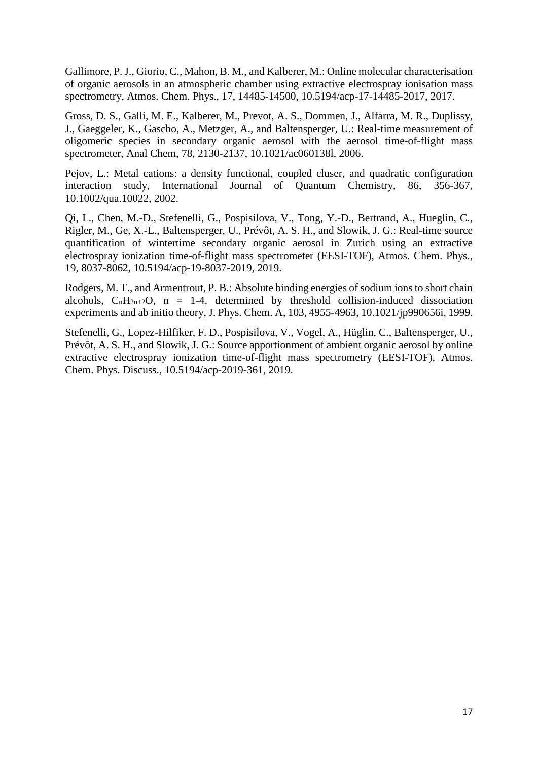Gallimore, P. J., Giorio, C., Mahon, B. M., and Kalberer, M.: Online molecular characterisation of organic aerosols in an atmospheric chamber using extractive electrospray ionisation mass spectrometry, Atmos. Chem. Phys., 17, 14485-14500, 10.5194/acp-17-14485-2017, 2017.

Gross, D. S., Galli, M. E., Kalberer, M., Prevot, A. S., Dommen, J., Alfarra, M. R., Duplissy, J., Gaeggeler, K., Gascho, A., Metzger, A., and Baltensperger, U.: Real-time measurement of oligomeric species in secondary organic aerosol with the aerosol time-of-flight mass spectrometer, Anal Chem, 78, 2130-2137, 10.1021/ac060138l, 2006.

Pejov, L.: Metal cations: a density functional, coupled cluser, and quadratic configuration interaction study, International Journal of Quantum Chemistry, 86, 356-367, 10.1002/qua.10022, 2002.

Qi, L., Chen, M.-D., Stefenelli, G., Pospisilova, V., Tong, Y.-D., Bertrand, A., Hueglin, C., Rigler, M., Ge, X.-L., Baltensperger, U., Prévôt, A. S. H., and Slowik, J. G.: Real-time source quantification of wintertime secondary organic aerosol in Zurich using an extractive electrospray ionization time-of-flight mass spectrometer (EESI-TOF), Atmos. Chem. Phys., 19, 8037-8062, 10.5194/acp-19-8037-2019, 2019.

Rodgers, M. T., and Armentrout, P. B.: Absolute binding energies of sodium ions to short chain alcohols, $C_nH_{2n+2}O$, n = 1-4, determined by threshold collision-induced dissociation experiments and ab initio theory, J. Phys. Chem. A, 103, 4955-4963, 10.1021/jp990656i, 1999.

Stefenelli, G., Lopez-Hilfiker, F. D., Pospisilova, V., Vogel, A., Hüglin, C., Baltensperger, U., Prévôt, A. S. H., and Slowik, J. G.: Source apportionment of ambient organic aerosol by online extractive electrospray ionization time-of-flight mass spectrometry (EESI-TOF), Atmos. Chem. Phys. Discuss., 10.5194/acp-2019-361, 2019.